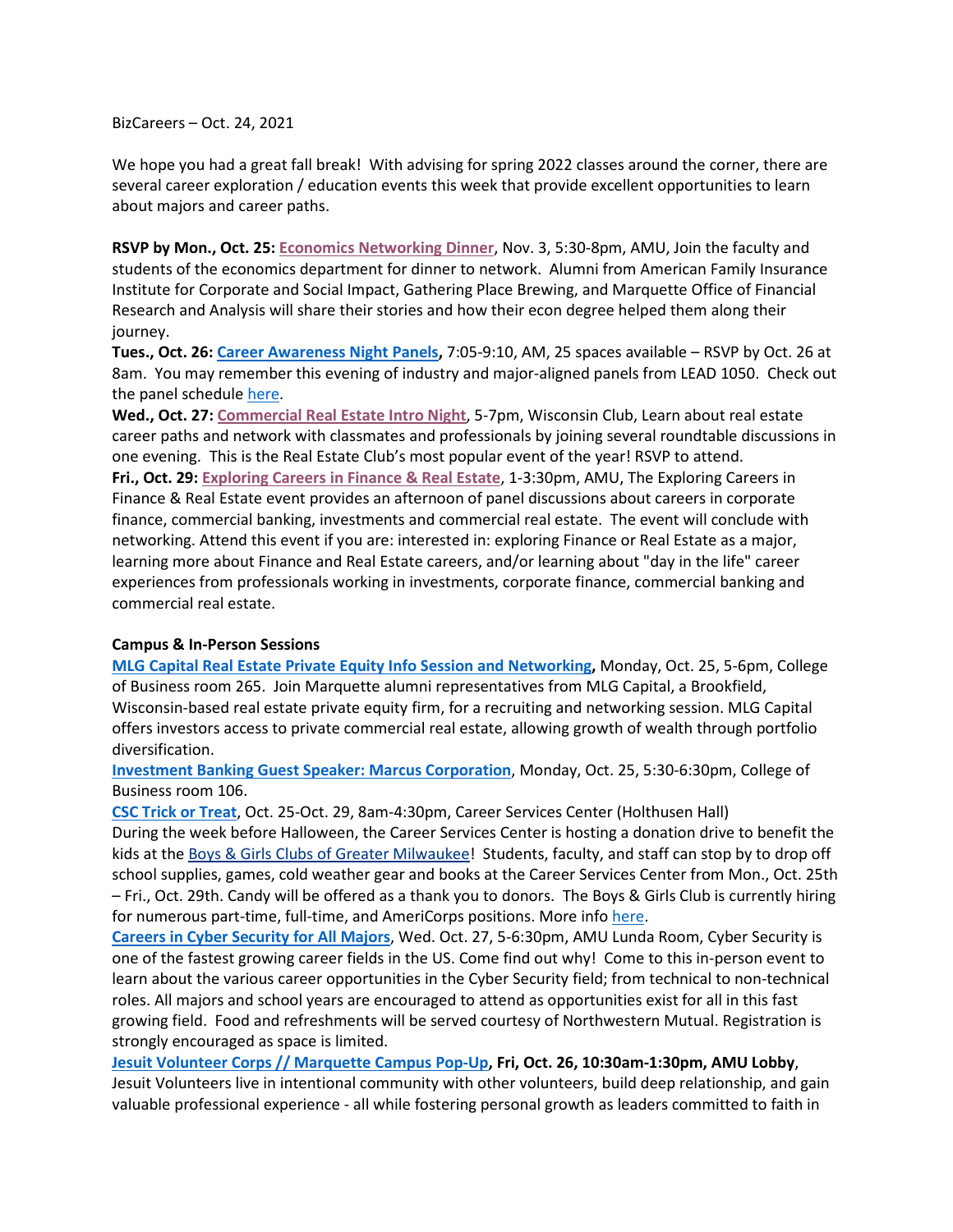BizCareers – Oct. 24, 2021

We hope you had a great fall break! With advising for spring 2022 classes around the corner, there are several career exploration / education events this week that provide excellent opportunities to learn about majors and career paths.

**RSVP by Mon., Oct. 25:** **Economics Networking Dinner**, Nov. 3, 5:30-8pm, AMU, Join the faculty and students of the economics department for dinner to network. Alumni from American Family Insurance Institute for Corporate and Social Impact, Gathering Place Brewing, and Marquette Office of Financial Research and Analysis will share their stories and how their econ degree helped them along their journey.

**Tues., Oct. 26:** **Career Awareness Night Panels,** 7:05-9:10, AM, 25 spaces available – RSVP by Oct. 26 at 8am. You may remember this evening of industry and major-aligned panels from LEAD 1050. Check out the panel schedule here.

**Wed., Oct. 27:** **Commercial Real Estate Intro Night**, 5-7pm, Wisconsin Club, Learn about real estate career paths and network with classmates and professionals by joining several roundtable discussions in one evening. This is the Real Estate Club's most popular event of the year! RSVP to attend.

**Fri., Oct. 29:** **Exploring Careers in Finance & Real Estate**, 1-3:30pm, AMU, The Exploring Careers in Finance & Real Estate event provides an afternoon of panel discussions about careers in corporate finance, commercial banking, investments and commercial real estate. The event will conclude with networking. Attend this event if you are: interested in: exploring Finance or Real Estate as a major, learning more about Finance and Real Estate careers, and/or learning about "day in the life" career experiences from professionals working in investments, corporate finance, commercial banking and commercial real estate.

**Campus & In-Person Sessions**

**MLG Capital Real Estate Private Equity Info Session and Networking,** Monday, Oct. 25, 5-6pm, College of Business room 265. Join Marquette alumni representatives from MLG Capital, a Brookfield, Wisconsin-based real estate private equity firm, for a recruiting and networking session. MLG Capital offers investors access to private commercial real estate, allowing growth of wealth through portfolio diversification.

**Investment Banking Guest Speaker: Marcus Corporation**, Monday, Oct. 25, 5:30-6:30pm, College of Business room 106.

**CSC Trick or Treat**, Oct. 25-Oct. 29, 8am-4:30pm, Career Services Center (Holthusen Hall)
During the week before Halloween, the Career Services Center is hosting a donation drive to benefit the kids at the Boys & Girls Clubs of Greater Milwaukee! Students, faculty, and staff can stop by to drop off school supplies, games, cold weather gear and books at the Career Services Center from Mon., Oct. 25th – Fri., Oct. 29th. Candy will be offered as a thank you to donors. The Boys & Girls Club is currently hiring for numerous part-time, full-time, and AmeriCorps positions. More info here.

**Careers in Cyber Security for All Majors**, Wed. Oct. 27, 5-6:30pm, AMU Lunda Room, Cyber Security is one of the fastest growing career fields in the US. Come find out why! Come to this in-person event to learn about the various career opportunities in the Cyber Security field; from technical to non-technical roles. All majors and school years are encouraged to attend as opportunities exist for all in this fast growing field. Food and refreshments will be served courtesy of Northwestern Mutual. Registration is strongly encouraged as space is limited.

**Jesuit Volunteer Corps // Marquette Campus Pop-Up, Fri, Oct. 26, 10:30am-1:30pm, AMU Lobby**, Jesuit Volunteers live in intentional community with other volunteers, build deep relationship, and gain valuable professional experience - all while fostering personal growth as leaders committed to faith in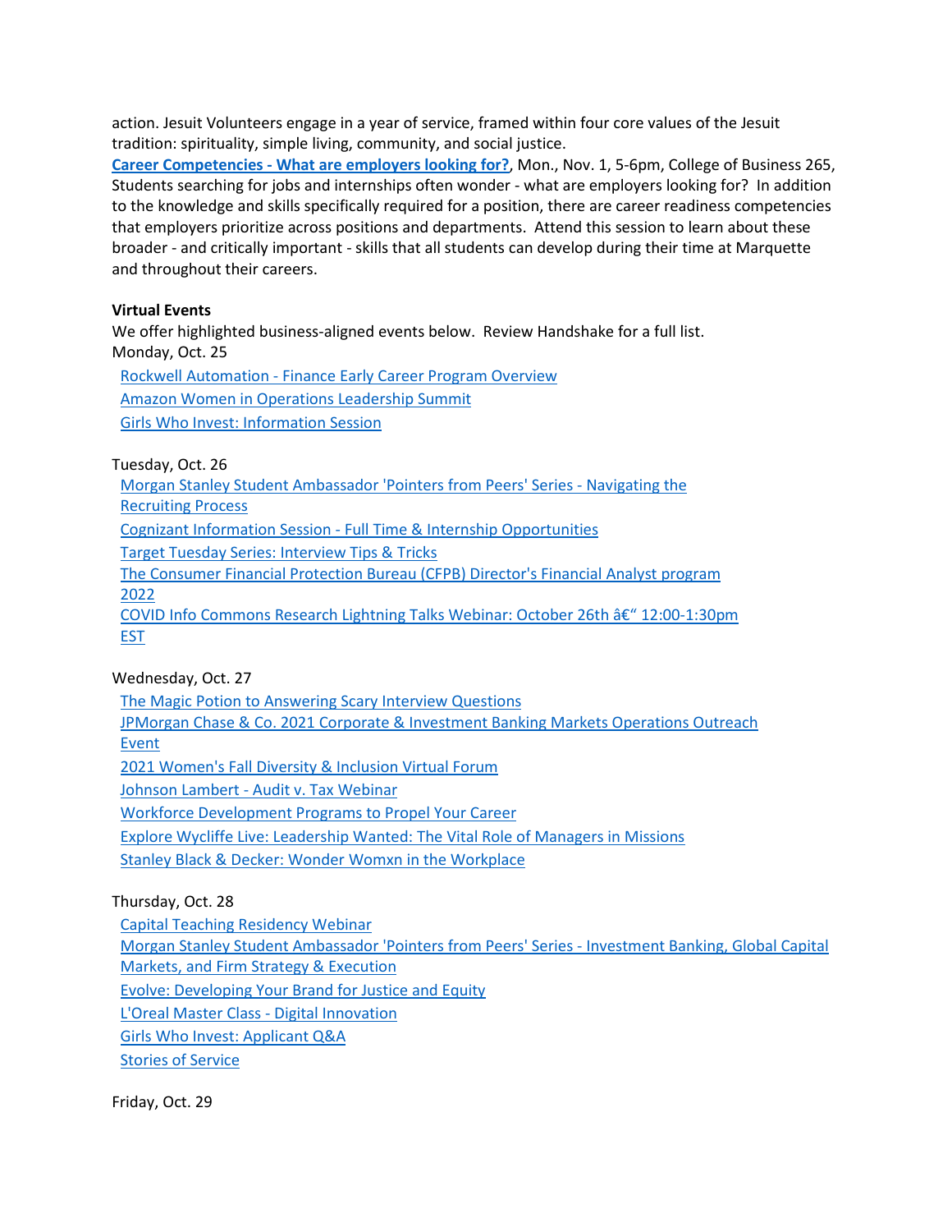action. Jesuit Volunteers engage in a year of service, framed within four core values of the Jesuit tradition: spirituality, simple living, community, and social justice.

**Career Competencies - What are employers looking for?**, Mon., Nov. 1, 5-6pm, College of Business 265, Students searching for jobs and internships often wonder - what are employers looking for? In addition to the knowledge and skills specifically required for a position, there are career readiness competencies that employers prioritize across positions and departments. Attend this session to learn about these broader - and critically important - skills that all students can develop during their time at Marquette and throughout their careers.

**Virtual Events**

We offer highlighted business-aligned events below. Review Handshake for a full list.

Monday, Oct. 25

- Rockwell Automation - Finance Early Career Program Overview
- Amazon Women in Operations Leadership Summit
- Girls Who Invest: Information Session

Tuesday, Oct. 26

- Morgan Stanley Student Ambassador 'Pointers from Peers' Series - Navigating the Recruiting Process
- Cognizant Information Session - Full Time & Internship Opportunities
- Target Tuesday Series: Interview Tips & Tricks
- The Consumer Financial Protection Bureau (CFPB) Director's Financial Analyst program 2022
- COVID Info Commons Research Lightning Talks Webinar: October 26th â€“ 12:00-1:30pm EST

Wednesday, Oct. 27

- The Magic Potion to Answering Scary Interview Questions
- JPMorgan Chase & Co. 2021 Corporate & Investment Banking Markets Operations Outreach Event
- 2021 Women's Fall Diversity & Inclusion Virtual Forum
- Johnson Lambert - Audit v. Tax Webinar
- Workforce Development Programs to Propel Your Career
- Explore Wycliffe Live: Leadership Wanted: The Vital Role of Managers in Missions
- Stanley Black & Decker: Wonder Womxn in the Workplace

Thursday, Oct. 28

- Capital Teaching Residency Webinar
- Morgan Stanley Student Ambassador 'Pointers from Peers' Series - Investment Banking, Global Capital Markets, and Firm Strategy & Execution
- Evolve: Developing Your Brand for Justice and Equity
- L'Oreal Master Class - Digital Innovation
- Girls Who Invest: Applicant Q&A
- Stories of Service

Friday, Oct. 29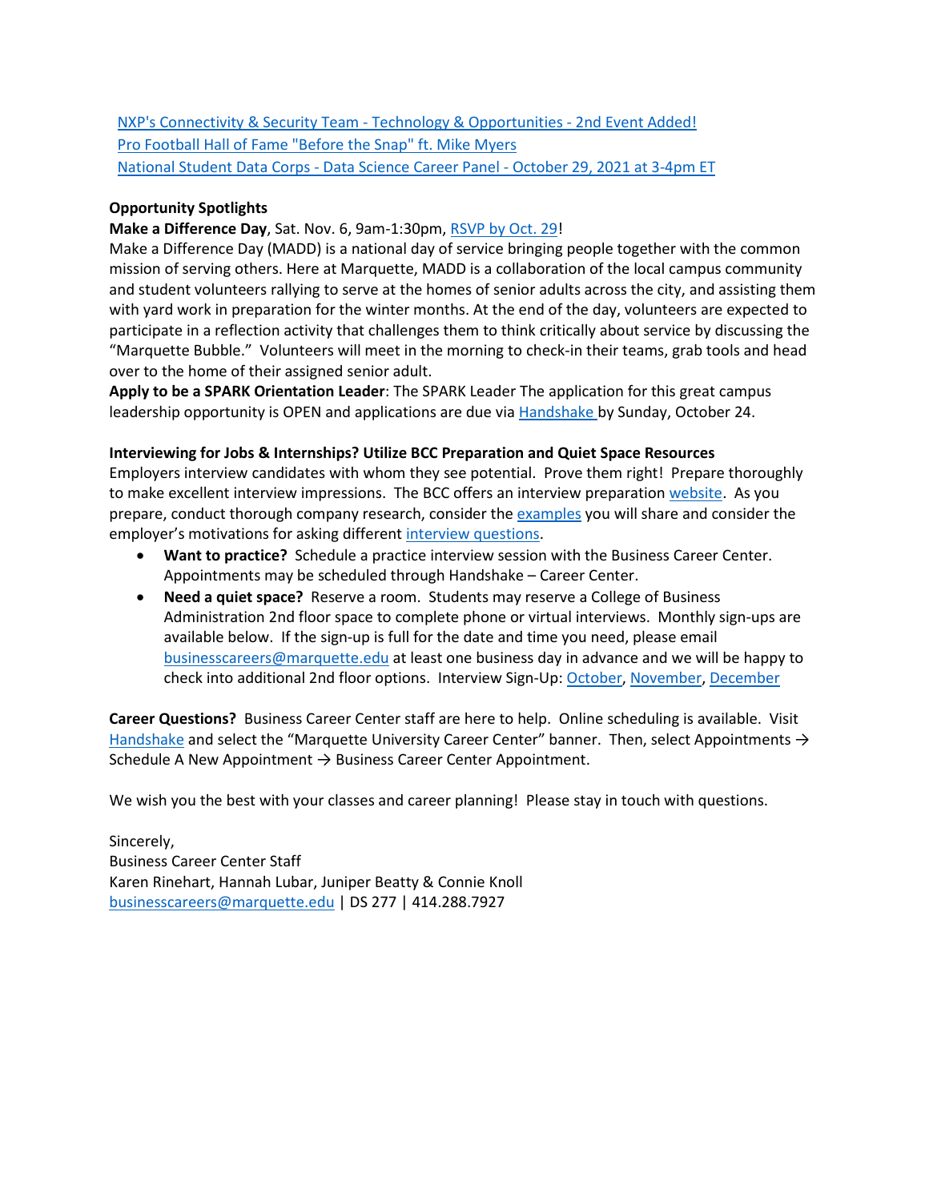[NXP's Connectivity & Security Team - Technology & Opportunities - 2nd Event Added!](#)
[Pro Football Hall of Fame "Before the Snap" ft. Mike Myers](#)
[National Student Data Corps - Data Science Career Panel - October 29, 2021 at 3-4pm ET](#)

**Opportunity Spotlights**

**Make a Difference Day**, Sat. Nov. 6, 9am-1:30pm, RSVP by Oct. 29!
Make a Difference Day (MADD) is a national day of service bringing people together with the common mission of serving others. Here at Marquette, MADD is a collaboration of the local campus community and student volunteers rallying to serve at the homes of senior adults across the city, and assisting them with yard work in preparation for the winter months. At the end of the day, volunteers are expected to participate in a reflection activity that challenges them to think critically about service by discussing the "Marquette Bubble." Volunteers will meet in the morning to check-in their teams, grab tools and head over to the home of their assigned senior adult.

**Apply to be a SPARK Orientation Leader**: The SPARK Leader The application for this great campus leadership opportunity is OPEN and applications are due via Handshake by Sunday, October 24.

**Interviewing for Jobs & Internships? Utilize BCC Preparation and Quiet Space Resources**

Employers interview candidates with whom they see potential. Prove them right! Prepare thoroughly to make excellent interview impressions. The BCC offers an interview preparation website. As you prepare, conduct thorough company research, consider the examples you will share and consider the employer's motivations for asking different interview questions.

- **Want to practice?** Schedule a practice interview session with the Business Career Center. Appointments may be scheduled through Handshake – Career Center.
- **Need a quiet space?** Reserve a room. Students may reserve a College of Business Administration 2nd floor space to complete phone or virtual interviews. Monthly sign-ups are available below. If the sign-up is full for the date and time you need, please email businesscareers@marquette.edu at least one business day in advance and we will be happy to check into additional 2nd floor options. Interview Sign-Up: October, November, December

**Career Questions?** Business Career Center staff are here to help. Online scheduling is available. Visit Handshake and select the "Marquette University Career Center" banner. Then, select Appointments → Schedule A New Appointment → Business Career Center Appointment.

We wish you the best with your classes and career planning! Please stay in touch with questions.

Sincerely,
Business Career Center Staff
Karen Rinehart, Hannah Lubar, Juniper Beatty & Connie Knoll
businesscareers@marquette.edu | DS 277 | 414.288.7927